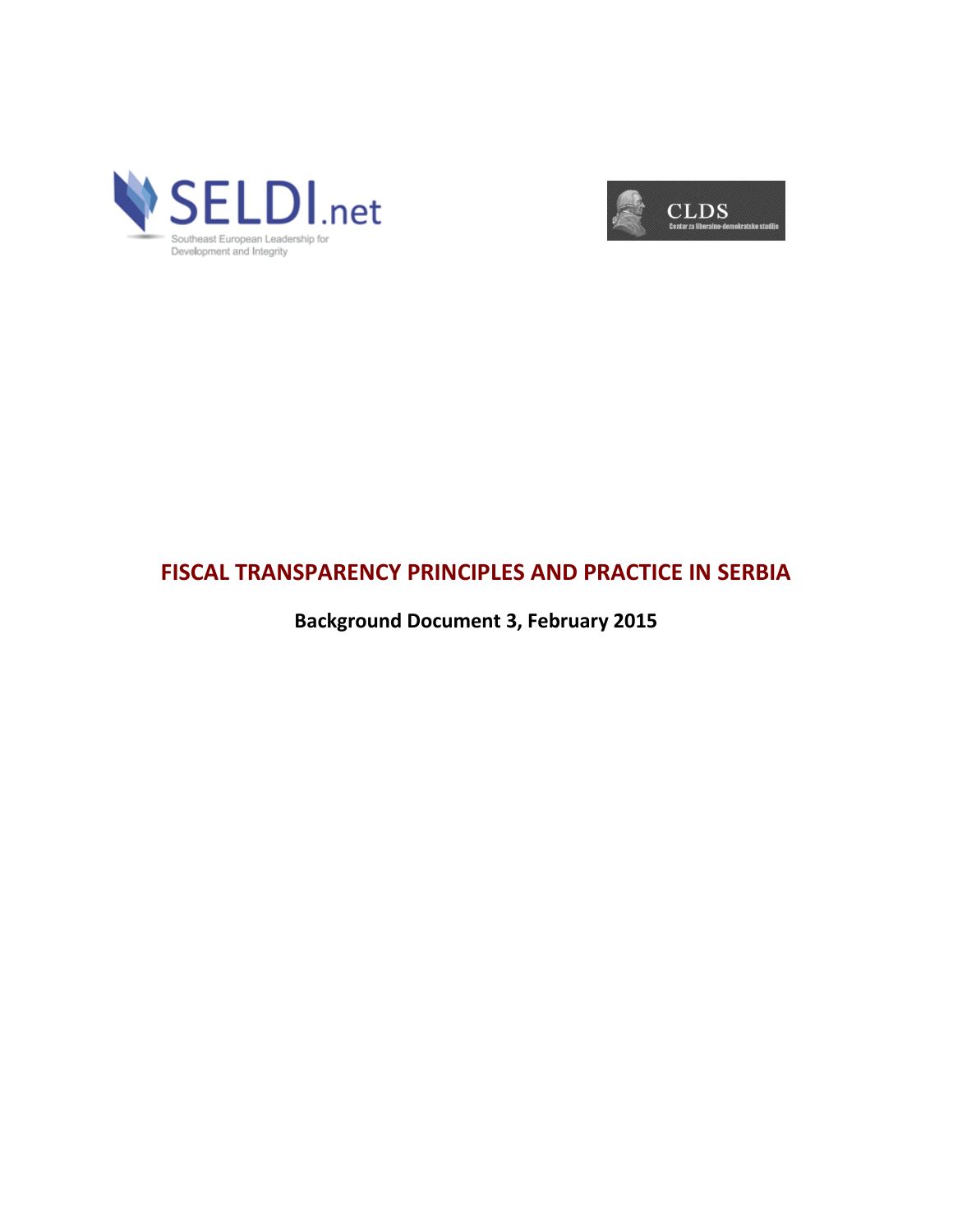SELDI.net

Southeast European Leadership for Development and Integrity

CLDS

Centar za liberalno-demokratske studije

# FISCAL TRANSPARENCY PRINCIPLES AND PRACTICE IN SERBIA

**Background Document 3, February 2015**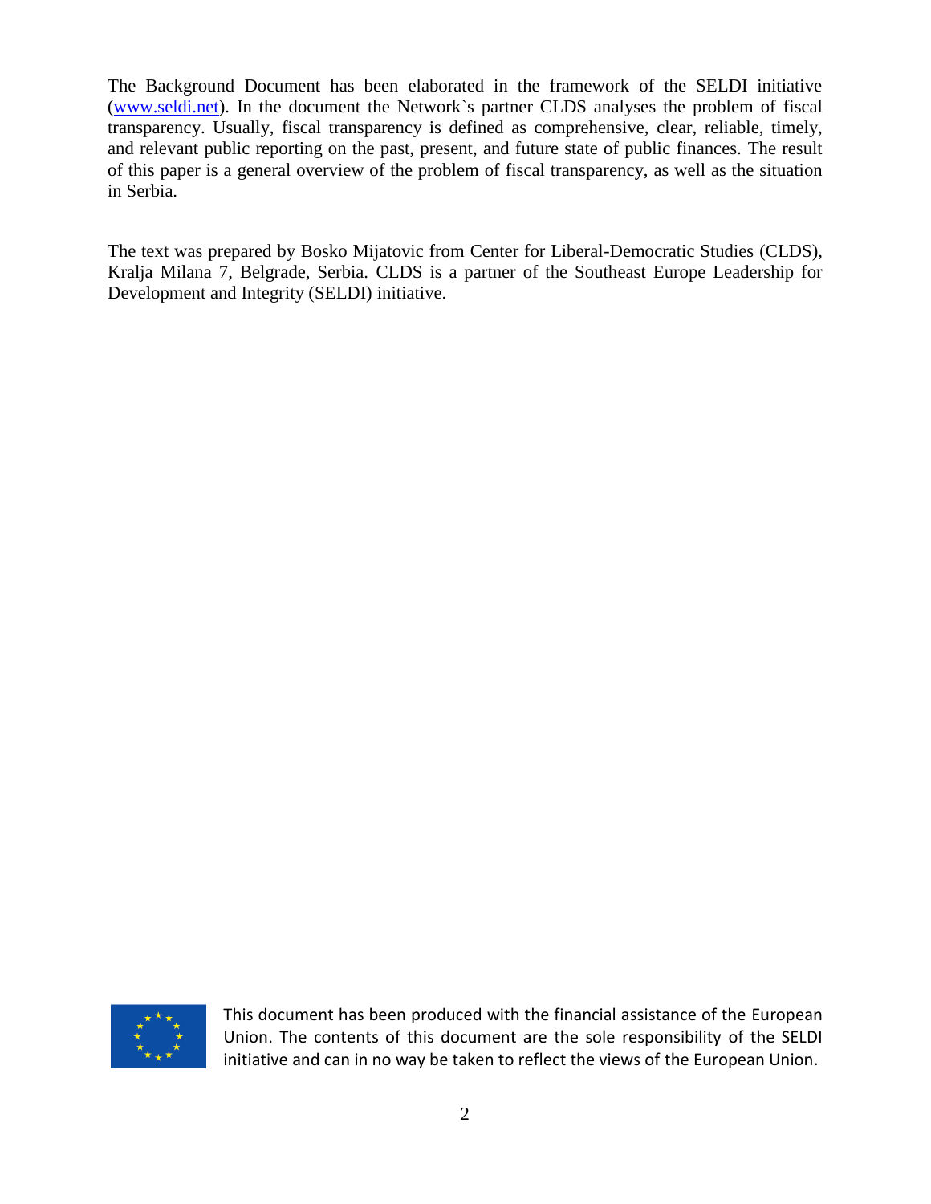The Background Document has been elaborated in the framework of the SELDI initiative (www.seldi.net). In the document the Network`s partner CLDS analyses the problem of fiscal transparency. Usually, fiscal transparency is defined as comprehensive, clear, reliable, timely, and relevant public reporting on the past, present, and future state of public finances. The result of this paper is a general overview of the problem of fiscal transparency, as well as the situation in Serbia.

The text was prepared by Bosko Mijatovic from Center for Liberal-Democratic Studies (CLDS), Kralja Milana 7, Belgrade, Serbia. CLDS is a partner of the Southeast Europe Leadership for Development and Integrity (SELDI) initiative.

This document has been produced with the financial assistance of the European Union. The contents of this document are the sole responsibility of the SELDI initiative and can in no way be taken to reflect the views of the European Union.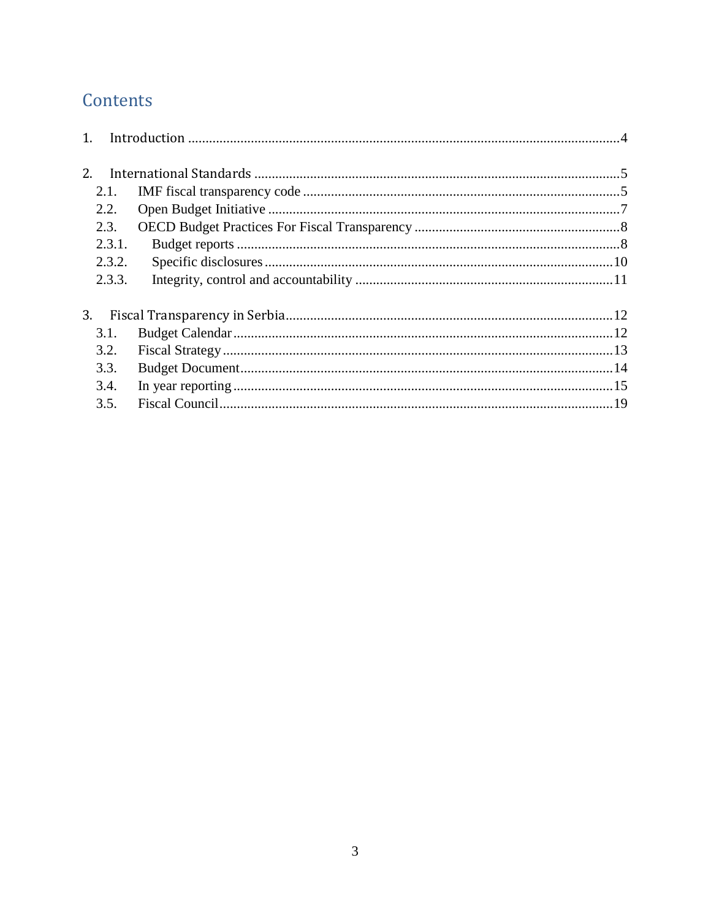# Contents

1. Introduction .......................................................................................................................4

2. International Standards .....................................................................................................5
   - 2.1. IMF fiscal transparency code ........................................................................................5
   - 2.2. Open Budget Initiative ..................................................................................................7
   - 2.3. OECD Budget Practices For Fiscal Transparency ..........................................................8
     - 2.3.1. Budget reports ..........................................................................................................8
     - 2.3.2. Specific disclosures ..................................................................................................10
     - 2.3.3. Integrity, control and accountability .........................................................................11

3. Fiscal Transparency in Serbia ............................................................................................12
   - 3.1. Budget Calendar ..........................................................................................................12
   - 3.2. Fiscal Strategy .............................................................................................................13
   - 3.3. Budget Document .........................................................................................................14
   - 3.4. In year reporting ...........................................................................................................15
   - 3.5. Fiscal Council ...............................................................................................................19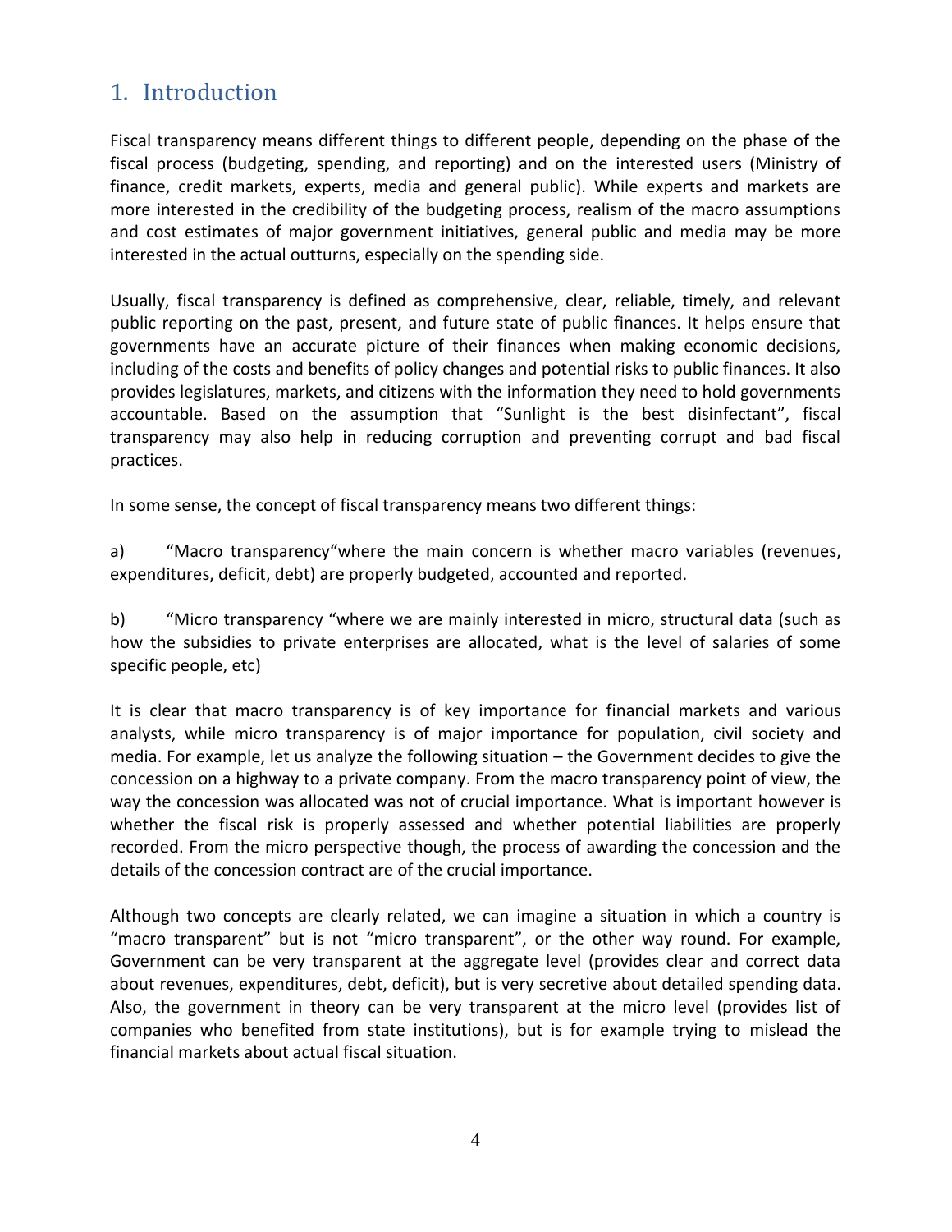## 1. Introduction

Fiscal transparency means different things to different people, depending on the phase of the fiscal process (budgeting, spending, and reporting) and on the interested users (Ministry of finance, credit markets, experts, media and general public). While experts and markets are more interested in the credibility of the budgeting process, realism of the macro assumptions and cost estimates of major government initiatives, general public and media may be more interested in the actual outturns, especially on the spending side.

Usually, fiscal transparency is defined as comprehensive, clear, reliable, timely, and relevant public reporting on the past, present, and future state of public finances. It helps ensure that governments have an accurate picture of their finances when making economic decisions, including of the costs and benefits of policy changes and potential risks to public finances. It also provides legislatures, markets, and citizens with the information they need to hold governments accountable. Based on the assumption that "Sunlight is the best disinfectant", fiscal transparency may also help in reducing corruption and preventing corrupt and bad fiscal practices.

In some sense, the concept of fiscal transparency means two different things:

a) "Macro transparency"where the main concern is whether macro variables (revenues, expenditures, deficit, debt) are properly budgeted, accounted and reported.

b) "Micro transparency "where we are mainly interested in micro, structural data (such as how the subsidies to private enterprises are allocated, what is the level of salaries of some specific people, etc)

It is clear that macro transparency is of key importance for financial markets and various analysts, while micro transparency is of major importance for population, civil society and media. For example, let us analyze the following situation – the Government decides to give the concession on a highway to a private company. From the macro transparency point of view, the way the concession was allocated was not of crucial importance. What is important however is whether the fiscal risk is properly assessed and whether potential liabilities are properly recorded. From the micro perspective though, the process of awarding the concession and the details of the concession contract are of the crucial importance.

Although two concepts are clearly related, we can imagine a situation in which a country is "macro transparent" but is not "micro transparent", or the other way round. For example, Government can be very transparent at the aggregate level (provides clear and correct data about revenues, expenditures, debt, deficit), but is very secretive about detailed spending data. Also, the government in theory can be very transparent at the micro level (provides list of companies who benefited from state institutions), but is for example trying to mislead the financial markets about actual fiscal situation.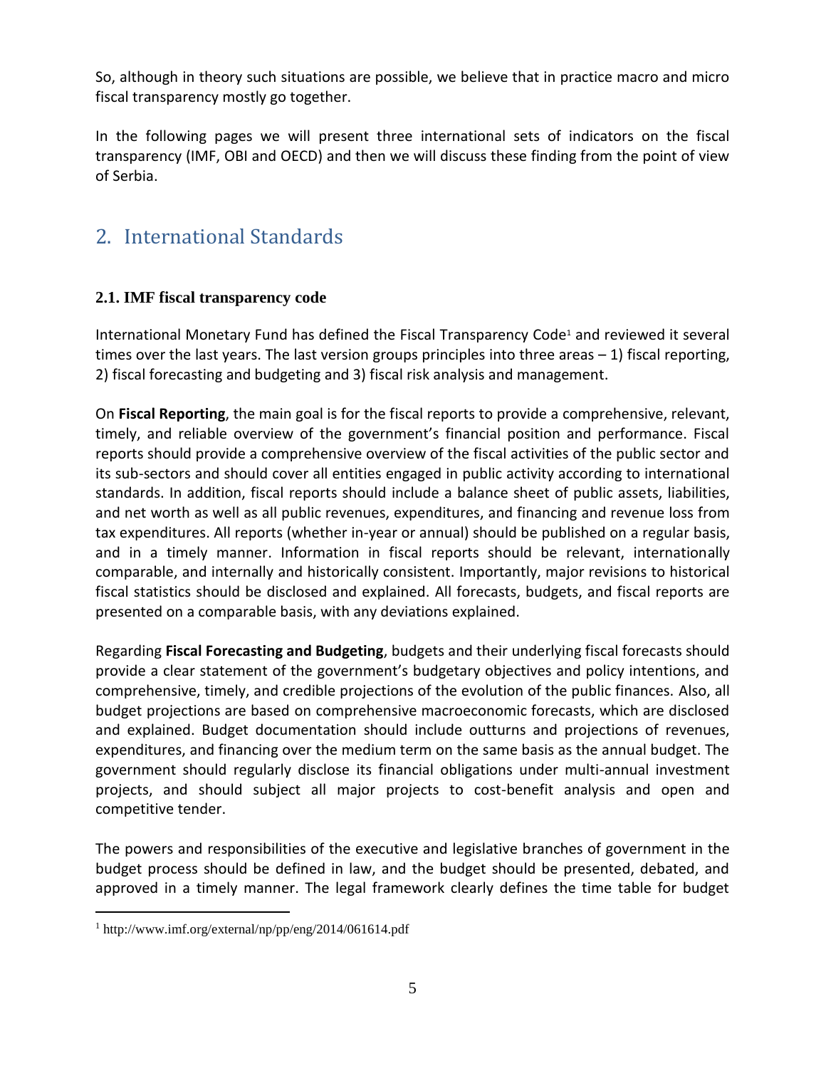So, although in theory such situations are possible, we believe that in practice macro and micro fiscal transparency mostly go together.

In the following pages we will present three international sets of indicators on the fiscal transparency (IMF, OBI and OECD) and then we will discuss these finding from the point of view of Serbia.

## 2. International Standards

### 2.1. IMF fiscal transparency code

International Monetary Fund has defined the Fiscal Transparency Code[1] and reviewed it several times over the last years. The last version groups principles into three areas – 1) fiscal reporting, 2) fiscal forecasting and budgeting and 3) fiscal risk analysis and management.

On **Fiscal Reporting**, the main goal is for the fiscal reports to provide a comprehensive, relevant, timely, and reliable overview of the government's financial position and performance. Fiscal reports should provide a comprehensive overview of the fiscal activities of the public sector and its sub-sectors and should cover all entities engaged in public activity according to international standards. In addition, fiscal reports should include a balance sheet of public assets, liabilities, and net worth as well as all public revenues, expenditures, and financing and revenue loss from tax expenditures. All reports (whether in-year or annual) should be published on a regular basis, and in a timely manner. Information in fiscal reports should be relevant, internationally comparable, and internally and historically consistent. Importantly, major revisions to historical fiscal statistics should be disclosed and explained. All forecasts, budgets, and fiscal reports are presented on a comparable basis, with any deviations explained.

Regarding **Fiscal Forecasting and Budgeting**, budgets and their underlying fiscal forecasts should provide a clear statement of the government's budgetary objectives and policy intentions, and comprehensive, timely, and credible projections of the evolution of the public finances. Also, all budget projections are based on comprehensive macroeconomic forecasts, which are disclosed and explained. Budget documentation should include outturns and projections of revenues, expenditures, and financing over the medium term on the same basis as the annual budget. The government should regularly disclose its financial obligations under multi-annual investment projects, and should subject all major projects to cost-benefit analysis and open and competitive tender.

The powers and responsibilities of the executive and legislative branches of government in the budget process should be defined in law, and the budget should be presented, debated, and approved in a timely manner. The legal framework clearly defines the time table for budget

[1] http://www.imf.org/external/np/pp/eng/2014/061614.pdf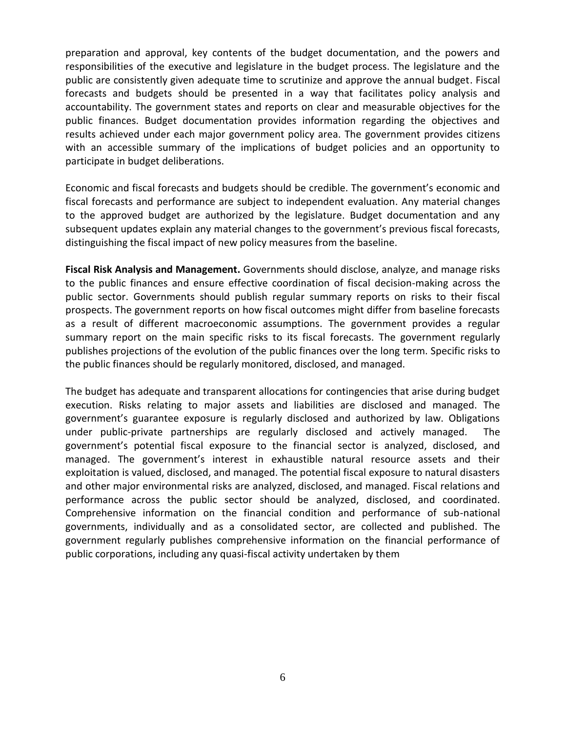preparation and approval, key contents of the budget documentation, and the powers and responsibilities of the executive and legislature in the budget process. The legislature and the public are consistently given adequate time to scrutinize and approve the annual budget. Fiscal forecasts and budgets should be presented in a way that facilitates policy analysis and accountability. The government states and reports on clear and measurable objectives for the public finances. Budget documentation provides information regarding the objectives and results achieved under each major government policy area. The government provides citizens with an accessible summary of the implications of budget policies and an opportunity to participate in budget deliberations.

Economic and fiscal forecasts and budgets should be credible. The government's economic and fiscal forecasts and performance are subject to independent evaluation. Any material changes to the approved budget are authorized by the legislature. Budget documentation and any subsequent updates explain any material changes to the government's previous fiscal forecasts, distinguishing the fiscal impact of new policy measures from the baseline.

**Fiscal Risk Analysis and Management.** Governments should disclose, analyze, and manage risks to the public finances and ensure effective coordination of fiscal decision-making across the public sector. Governments should publish regular summary reports on risks to their fiscal prospects. The government reports on how fiscal outcomes might differ from baseline forecasts as a result of different macroeconomic assumptions. The government provides a regular summary report on the main specific risks to its fiscal forecasts. The government regularly publishes projections of the evolution of the public finances over the long term. Specific risks to the public finances should be regularly monitored, disclosed, and managed.

The budget has adequate and transparent allocations for contingencies that arise during budget execution. Risks relating to major assets and liabilities are disclosed and managed. The government's guarantee exposure is regularly disclosed and authorized by law. Obligations under public-private partnerships are regularly disclosed and actively managed. The government's potential fiscal exposure to the financial sector is analyzed, disclosed, and managed. The government's interest in exhaustible natural resource assets and their exploitation is valued, disclosed, and managed. The potential fiscal exposure to natural disasters and other major environmental risks are analyzed, disclosed, and managed. Fiscal relations and performance across the public sector should be analyzed, disclosed, and coordinated. Comprehensive information on the financial condition and performance of sub-national governments, individually and as a consolidated sector, are collected and published. The government regularly publishes comprehensive information on the financial performance of public corporations, including any quasi-fiscal activity undertaken by them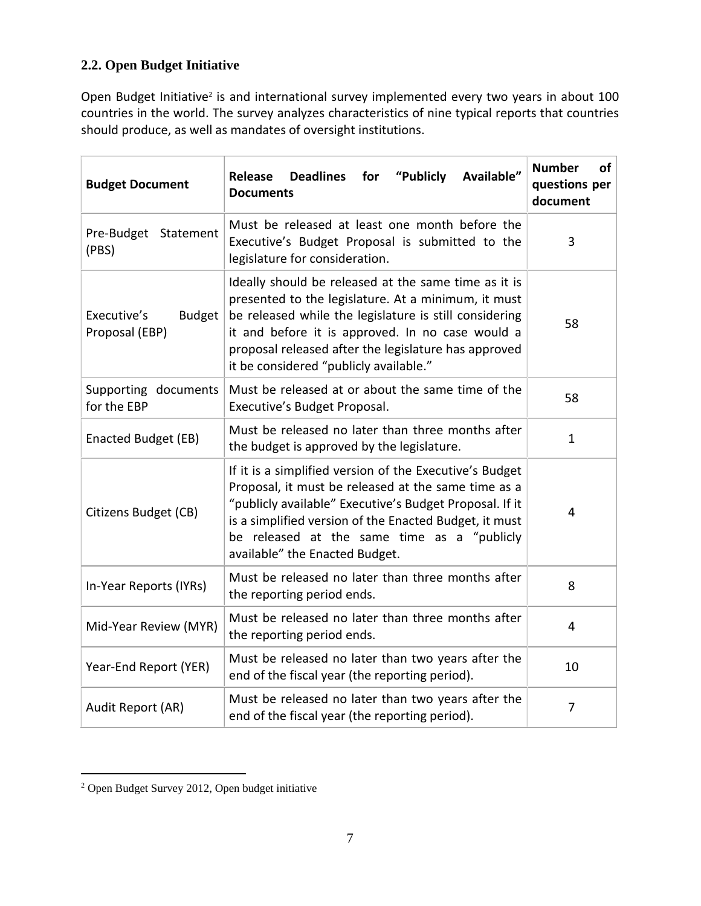### 2.2. Open Budget Initiative

Open Budget Initiative[2] is and international survey implemented every two years in about 100 countries in the world. The survey analyzes characteristics of nine typical reports that countries should produce, as well as mandates of oversight institutions.

| Budget Document | Release Deadlines for "Publicly Available" Documents | Number of questions per document |
|---|---|---|
| Pre-Budget Statement (PBS) | Must be released at least one month before the Executive's Budget Proposal is submitted to the legislature for consideration. | 3 |
| Executive's Budget Proposal (EBP) | Ideally should be released at the same time as it is presented to the legislature. At a minimum, it must be released while the legislature is still considering it and before it is approved. In no case would a proposal released after the legislature has approved it be considered "publicly available." | 58 |
| Supporting documents for the EBP | Must be released at or about the same time of the Executive's Budget Proposal. | 58 |
| Enacted Budget (EB) | Must be released no later than three months after the budget is approved by the legislature. | 1 |
| Citizens Budget (CB) | If it is a simplified version of the Executive's Budget Proposal, it must be released at the same time as a "publicly available" Executive's Budget Proposal. If it is a simplified version of the Enacted Budget, it must be released at the same time as a "publicly available" the Enacted Budget. | 4 |
| In-Year Reports (IYRs) | Must be released no later than three months after the reporting period ends. | 8 |
| Mid-Year Review (MYR) | Must be released no later than three months after the reporting period ends. | 4 |
| Year-End Report (YER) | Must be released no later than two years after the end of the fiscal year (the reporting period). | 10 |
| Audit Report (AR) | Must be released no later than two years after the end of the fiscal year (the reporting period). | 7 |

[2] Open Budget Survey 2012, Open budget initiative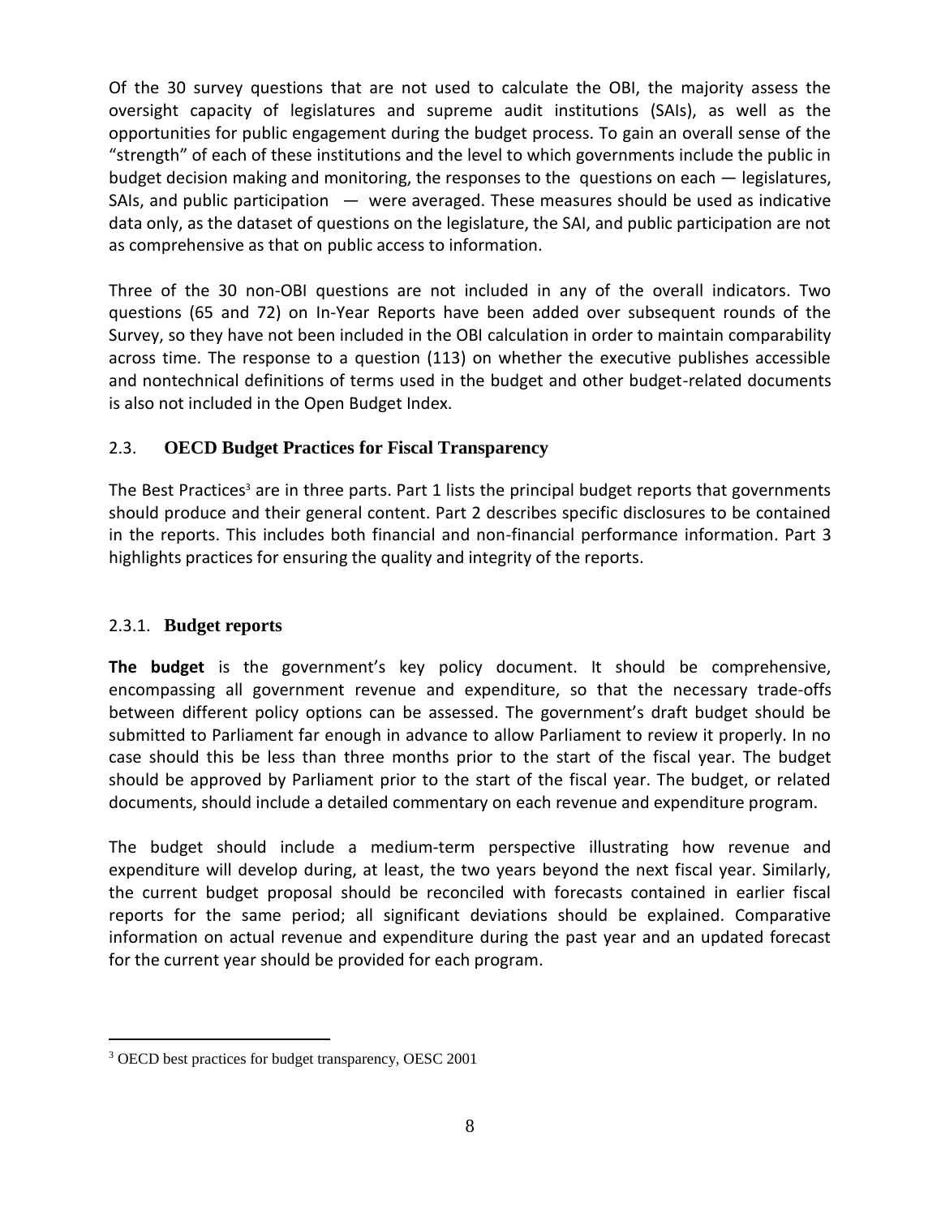Of the 30 survey questions that are not used to calculate the OBI, the majority assess the oversight capacity of legislatures and supreme audit institutions (SAIs), as well as the opportunities for public engagement during the budget process. To gain an overall sense of the "strength" of each of these institutions and the level to which governments include the public in budget decision making and monitoring, the responses to the questions on each — legislatures, SAIs, and public participation — were averaged. These measures should be used as indicative data only, as the dataset of questions on the legislature, the SAI, and public participation are not as comprehensive as that on public access to information.

Three of the 30 non-OBI questions are not included in any of the overall indicators. Two questions (65 and 72) on In-Year Reports have been added over subsequent rounds of the Survey, so they have not been included in the OBI calculation in order to maintain comparability across time. The response to a question (113) on whether the executive publishes accessible and nontechnical definitions of terms used in the budget and other budget-related documents is also not included in the Open Budget Index.

## 2.3. OECD Budget Practices for Fiscal Transparency

The Best Practices[3] are in three parts. Part 1 lists the principal budget reports that governments should produce and their general content. Part 2 describes specific disclosures to be contained in the reports. This includes both financial and non-financial performance information. Part 3 highlights practices for ensuring the quality and integrity of the reports.

### 2.3.1. Budget reports

**The budget** is the government's key policy document. It should be comprehensive, encompassing all government revenue and expenditure, so that the necessary trade-offs between different policy options can be assessed. The government's draft budget should be submitted to Parliament far enough in advance to allow Parliament to review it properly. In no case should this be less than three months prior to the start of the fiscal year. The budget should be approved by Parliament prior to the start of the fiscal year. The budget, or related documents, should include a detailed commentary on each revenue and expenditure program.

The budget should include a medium-term perspective illustrating how revenue and expenditure will develop during, at least, the two years beyond the next fiscal year. Similarly, the current budget proposal should be reconciled with forecasts contained in earlier fiscal reports for the same period; all significant deviations should be explained. Comparative information on actual revenue and expenditure during the past year and an updated forecast for the current year should be provided for each program.

[3] OECD best practices for budget transparency, OESC 2001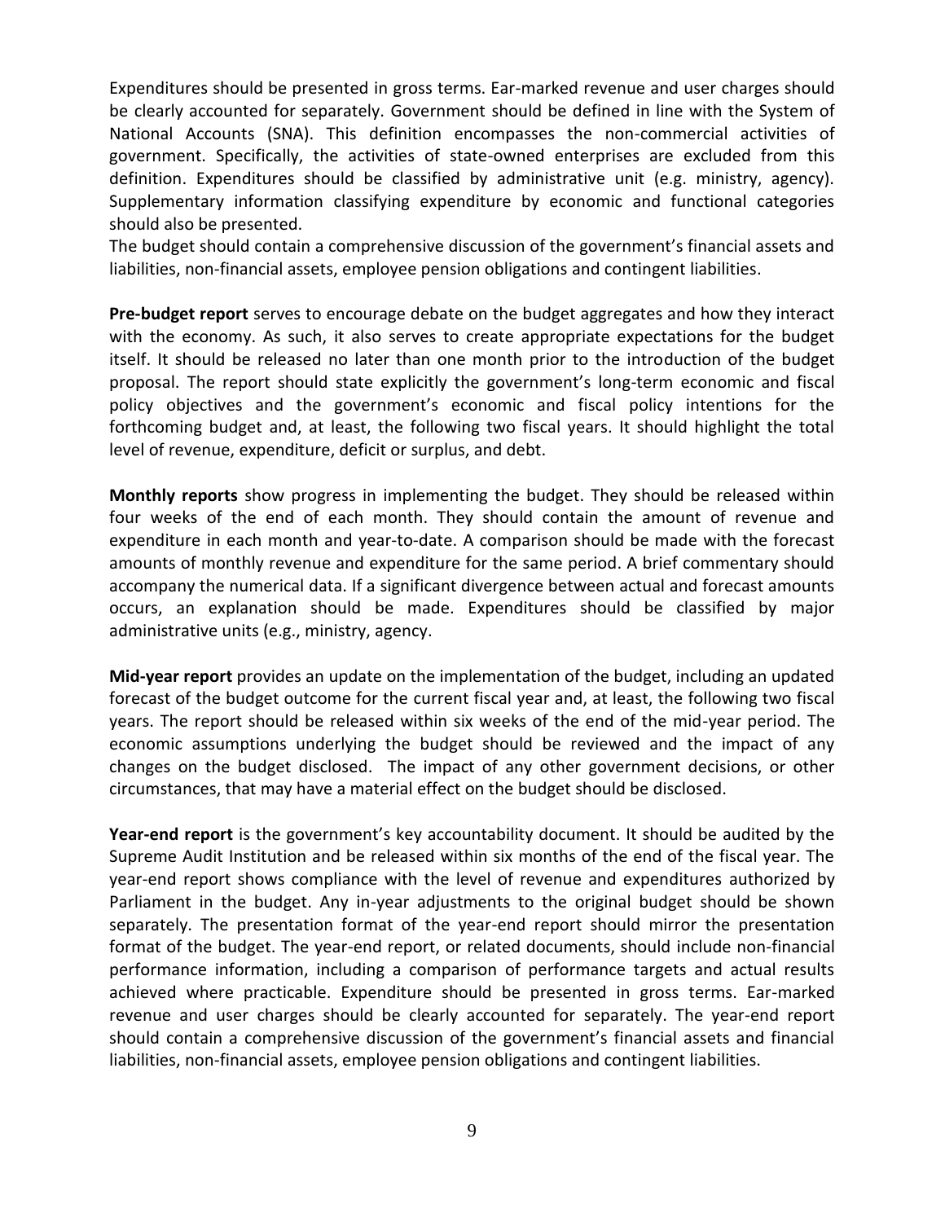Expenditures should be presented in gross terms. Ear-marked revenue and user charges should be clearly accounted for separately. Government should be defined in line with the System of National Accounts (SNA). This definition encompasses the non-commercial activities of government. Specifically, the activities of state-owned enterprises are excluded from this definition. Expenditures should be classified by administrative unit (e.g. ministry, agency). Supplementary information classifying expenditure by economic and functional categories should also be presented.
The budget should contain a comprehensive discussion of the government's financial assets and liabilities, non-financial assets, employee pension obligations and contingent liabilities.

**Pre-budget report** serves to encourage debate on the budget aggregates and how they interact with the economy. As such, it also serves to create appropriate expectations for the budget itself. It should be released no later than one month prior to the introduction of the budget proposal. The report should state explicitly the government's long-term economic and fiscal policy objectives and the government's economic and fiscal policy intentions for the forthcoming budget and, at least, the following two fiscal years. It should highlight the total level of revenue, expenditure, deficit or surplus, and debt.

**Monthly reports** show progress in implementing the budget. They should be released within four weeks of the end of each month. They should contain the amount of revenue and expenditure in each month and year-to-date. A comparison should be made with the forecast amounts of monthly revenue and expenditure for the same period. A brief commentary should accompany the numerical data. If a significant divergence between actual and forecast amounts occurs, an explanation should be made. Expenditures should be classified by major administrative units (e.g., ministry, agency.

**Mid-year report** provides an update on the implementation of the budget, including an updated forecast of the budget outcome for the current fiscal year and, at least, the following two fiscal years. The report should be released within six weeks of the end of the mid-year period. The economic assumptions underlying the budget should be reviewed and the impact of any changes on the budget disclosed. The impact of any other government decisions, or other circumstances, that may have a material effect on the budget should be disclosed.

**Year-end report** is the government's key accountability document. It should be audited by the Supreme Audit Institution and be released within six months of the end of the fiscal year. The year-end report shows compliance with the level of revenue and expenditures authorized by Parliament in the budget. Any in-year adjustments to the original budget should be shown separately. The presentation format of the year-end report should mirror the presentation format of the budget. The year-end report, or related documents, should include non-financial performance information, including a comparison of performance targets and actual results achieved where practicable. Expenditure should be presented in gross terms. Ear-marked revenue and user charges should be clearly accounted for separately. The year-end report should contain a comprehensive discussion of the government's financial assets and financial liabilities, non-financial assets, employee pension obligations and contingent liabilities.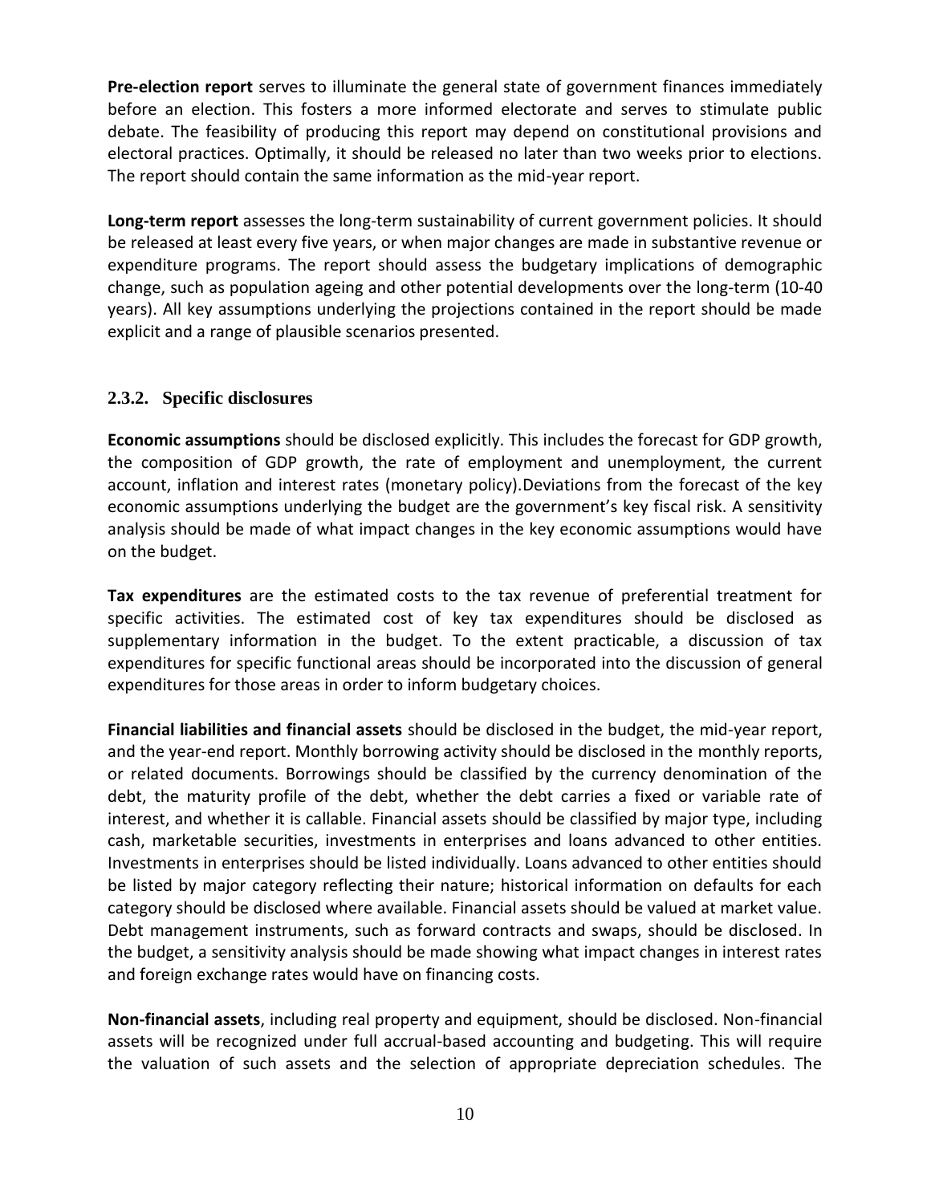**Pre-election report** serves to illuminate the general state of government finances immediately before an election. This fosters a more informed electorate and serves to stimulate public debate. The feasibility of producing this report may depend on constitutional provisions and electoral practices. Optimally, it should be released no later than two weeks prior to elections. The report should contain the same information as the mid-year report.

**Long-term report** assesses the long-term sustainability of current government policies. It should be released at least every five years, or when major changes are made in substantive revenue or expenditure programs. The report should assess the budgetary implications of demographic change, such as population ageing and other potential developments over the long-term (10-40 years). All key assumptions underlying the projections contained in the report should be made explicit and a range of plausible scenarios presented.

### 2.3.2. Specific disclosures

**Economic assumptions** should be disclosed explicitly. This includes the forecast for GDP growth, the composition of GDP growth, the rate of employment and unemployment, the current account, inflation and interest rates (monetary policy).Deviations from the forecast of the key economic assumptions underlying the budget are the government's key fiscal risk. A sensitivity analysis should be made of what impact changes in the key economic assumptions would have on the budget.

**Tax expenditures** are the estimated costs to the tax revenue of preferential treatment for specific activities. The estimated cost of key tax expenditures should be disclosed as supplementary information in the budget. To the extent practicable, a discussion of tax expenditures for specific functional areas should be incorporated into the discussion of general expenditures for those areas in order to inform budgetary choices.

**Financial liabilities and financial assets** should be disclosed in the budget, the mid-year report, and the year-end report. Monthly borrowing activity should be disclosed in the monthly reports, or related documents. Borrowings should be classified by the currency denomination of the debt, the maturity profile of the debt, whether the debt carries a fixed or variable rate of interest, and whether it is callable. Financial assets should be classified by major type, including cash, marketable securities, investments in enterprises and loans advanced to other entities. Investments in enterprises should be listed individually. Loans advanced to other entities should be listed by major category reflecting their nature; historical information on defaults for each category should be disclosed where available. Financial assets should be valued at market value. Debt management instruments, such as forward contracts and swaps, should be disclosed. In the budget, a sensitivity analysis should be made showing what impact changes in interest rates and foreign exchange rates would have on financing costs.

**Non-financial assets**, including real property and equipment, should be disclosed. Non-financial assets will be recognized under full accrual-based accounting and budgeting. This will require the valuation of such assets and the selection of appropriate depreciation schedules. The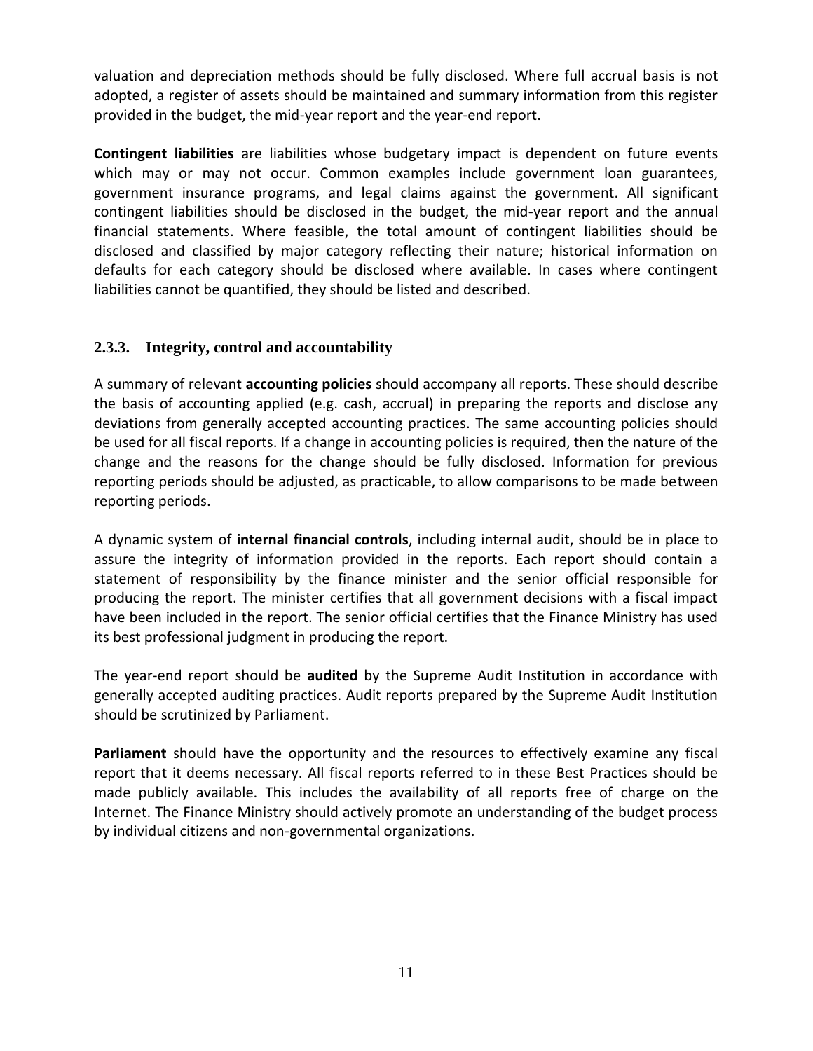valuation and depreciation methods should be fully disclosed. Where full accrual basis is not adopted, a register of assets should be maintained and summary information from this register provided in the budget, the mid-year report and the year-end report.

**Contingent liabilities** are liabilities whose budgetary impact is dependent on future events which may or may not occur. Common examples include government loan guarantees, government insurance programs, and legal claims against the government. All significant contingent liabilities should be disclosed in the budget, the mid-year report and the annual financial statements. Where feasible, the total amount of contingent liabilities should be disclosed and classified by major category reflecting their nature; historical information on defaults for each category should be disclosed where available. In cases where contingent liabilities cannot be quantified, they should be listed and described.

### 2.3.3. Integrity, control and accountability

A summary of relevant **accounting policies** should accompany all reports. These should describe the basis of accounting applied (e.g. cash, accrual) in preparing the reports and disclose any deviations from generally accepted accounting practices. The same accounting policies should be used for all fiscal reports. If a change in accounting policies is required, then the nature of the change and the reasons for the change should be fully disclosed. Information for previous reporting periods should be adjusted, as practicable, to allow comparisons to be made between reporting periods.

A dynamic system of **internal financial controls**, including internal audit, should be in place to assure the integrity of information provided in the reports. Each report should contain a statement of responsibility by the finance minister and the senior official responsible for producing the report. The minister certifies that all government decisions with a fiscal impact have been included in the report. The senior official certifies that the Finance Ministry has used its best professional judgment in producing the report.

The year-end report should be **audited** by the Supreme Audit Institution in accordance with generally accepted auditing practices. Audit reports prepared by the Supreme Audit Institution should be scrutinized by Parliament.

**Parliament** should have the opportunity and the resources to effectively examine any fiscal report that it deems necessary. All fiscal reports referred to in these Best Practices should be made publicly available. This includes the availability of all reports free of charge on the Internet. The Finance Ministry should actively promote an understanding of the budget process by individual citizens and non-governmental organizations.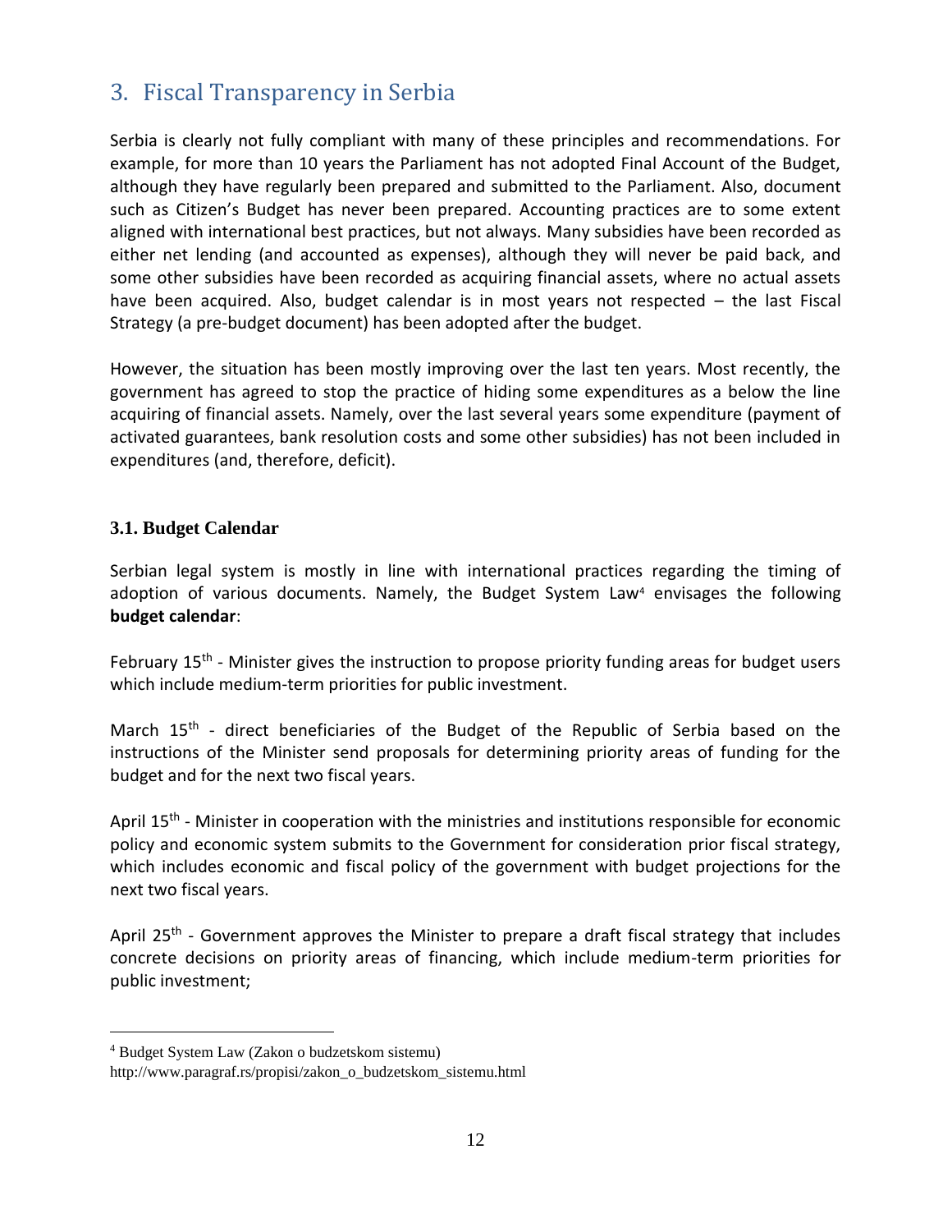## 3. Fiscal Transparency in Serbia

Serbia is clearly not fully compliant with many of these principles and recommendations. For example, for more than 10 years the Parliament has not adopted Final Account of the Budget, although they have regularly been prepared and submitted to the Parliament. Also, document such as Citizen's Budget has never been prepared. Accounting practices are to some extent aligned with international best practices, but not always. Many subsidies have been recorded as either net lending (and accounted as expenses), although they will never be paid back, and some other subsidies have been recorded as acquiring financial assets, where no actual assets have been acquired. Also, budget calendar is in most years not respected – the last Fiscal Strategy (a pre-budget document) has been adopted after the budget.

However, the situation has been mostly improving over the last ten years. Most recently, the government has agreed to stop the practice of hiding some expenditures as a below the line acquiring of financial assets. Namely, over the last several years some expenditure (payment of activated guarantees, bank resolution costs and some other subsidies) has not been included in expenditures (and, therefore, deficit).

### 3.1. Budget Calendar

Serbian legal system is mostly in line with international practices regarding the timing of adoption of various documents. Namely, the Budget System Law[4] envisages the following **budget calendar**:

February 15th - Minister gives the instruction to propose priority funding areas for budget users which include medium-term priorities for public investment.

March 15th - direct beneficiaries of the Budget of the Republic of Serbia based on the instructions of the Minister send proposals for determining priority areas of funding for the budget and for the next two fiscal years.

April 15th - Minister in cooperation with the ministries and institutions responsible for economic policy and economic system submits to the Government for consideration prior fiscal strategy, which includes economic and fiscal policy of the government with budget projections for the next two fiscal years.

April 25th - Government approves the Minister to prepare a draft fiscal strategy that includes concrete decisions on priority areas of financing, which include medium-term priorities for public investment;

---

[4] Budget System Law (Zakon o budzetskom sistemu) http://www.paragraf.rs/propisi/zakon_o_budzetskom_sistemu.html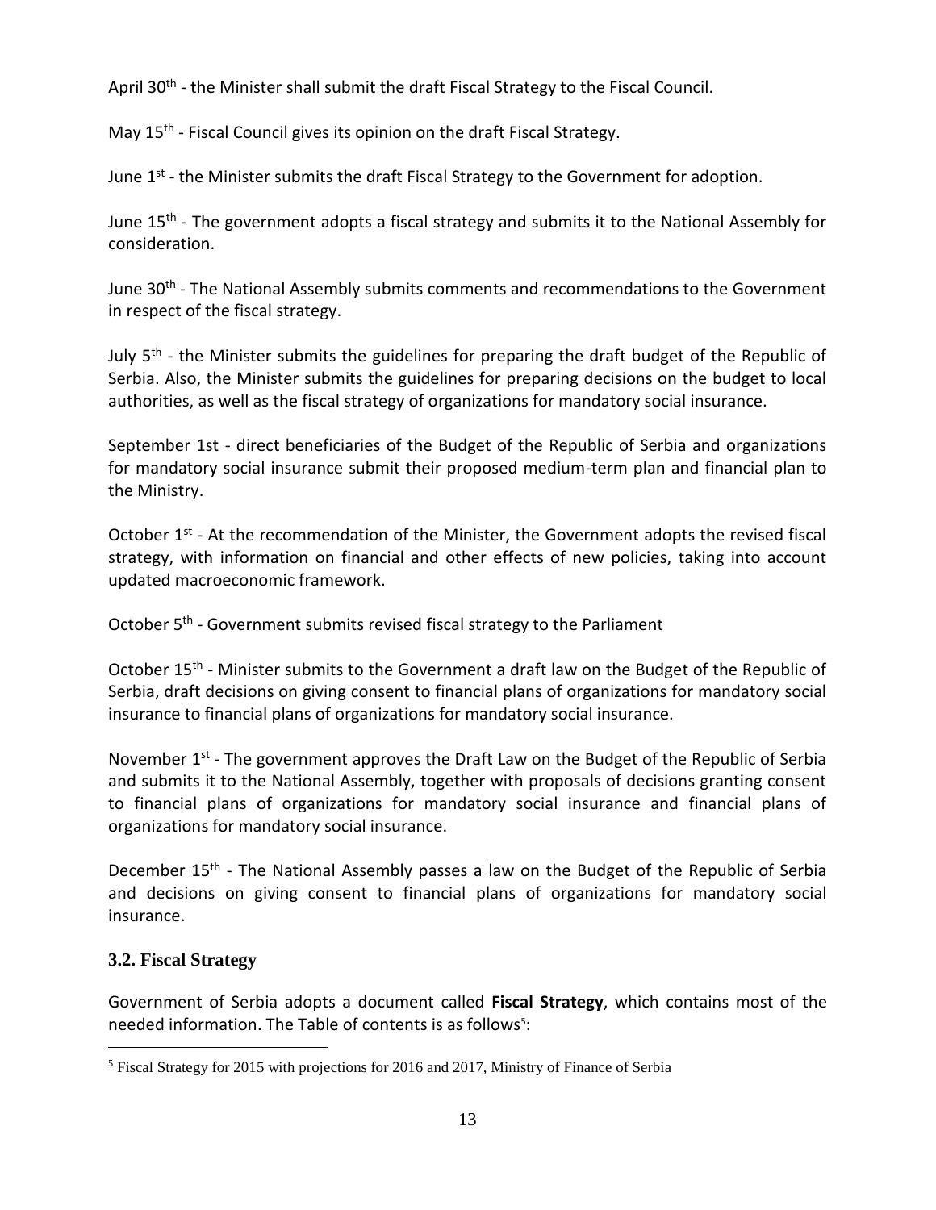April 30th - the Minister shall submit the draft Fiscal Strategy to the Fiscal Council.

May 15th - Fiscal Council gives its opinion on the draft Fiscal Strategy.

June 1st - the Minister submits the draft Fiscal Strategy to the Government for adoption.

June 15th - The government adopts a fiscal strategy and submits it to the National Assembly for consideration.

June 30th - The National Assembly submits comments and recommendations to the Government in respect of the fiscal strategy.

July 5th - the Minister submits the guidelines for preparing the draft budget of the Republic of Serbia. Also, the Minister submits the guidelines for preparing decisions on the budget to local authorities, as well as the fiscal strategy of organizations for mandatory social insurance.

September 1st - direct beneficiaries of the Budget of the Republic of Serbia and organizations for mandatory social insurance submit their proposed medium-term plan and financial plan to the Ministry.

October 1st - At the recommendation of the Minister, the Government adopts the revised fiscal strategy, with information on financial and other effects of new policies, taking into account updated macroeconomic framework.

October 5th - Government submits revised fiscal strategy to the Parliament

October 15th - Minister submits to the Government a draft law on the Budget of the Republic of Serbia, draft decisions on giving consent to financial plans of organizations for mandatory social insurance to financial plans of organizations for mandatory social insurance.

November 1st - The government approves the Draft Law on the Budget of the Republic of Serbia and submits it to the National Assembly, together with proposals of decisions granting consent to financial plans of organizations for mandatory social insurance and financial plans of organizations for mandatory social insurance.

December 15th - The National Assembly passes a law on the Budget of the Republic of Serbia and decisions on giving consent to financial plans of organizations for mandatory social insurance.

### 3.2. Fiscal Strategy

Government of Serbia adopts a document called **Fiscal Strategy**, which contains most of the needed information. The Table of contents is as follows[5]:

[5] Fiscal Strategy for 2015 with projections for 2016 and 2017, Ministry of Finance of Serbia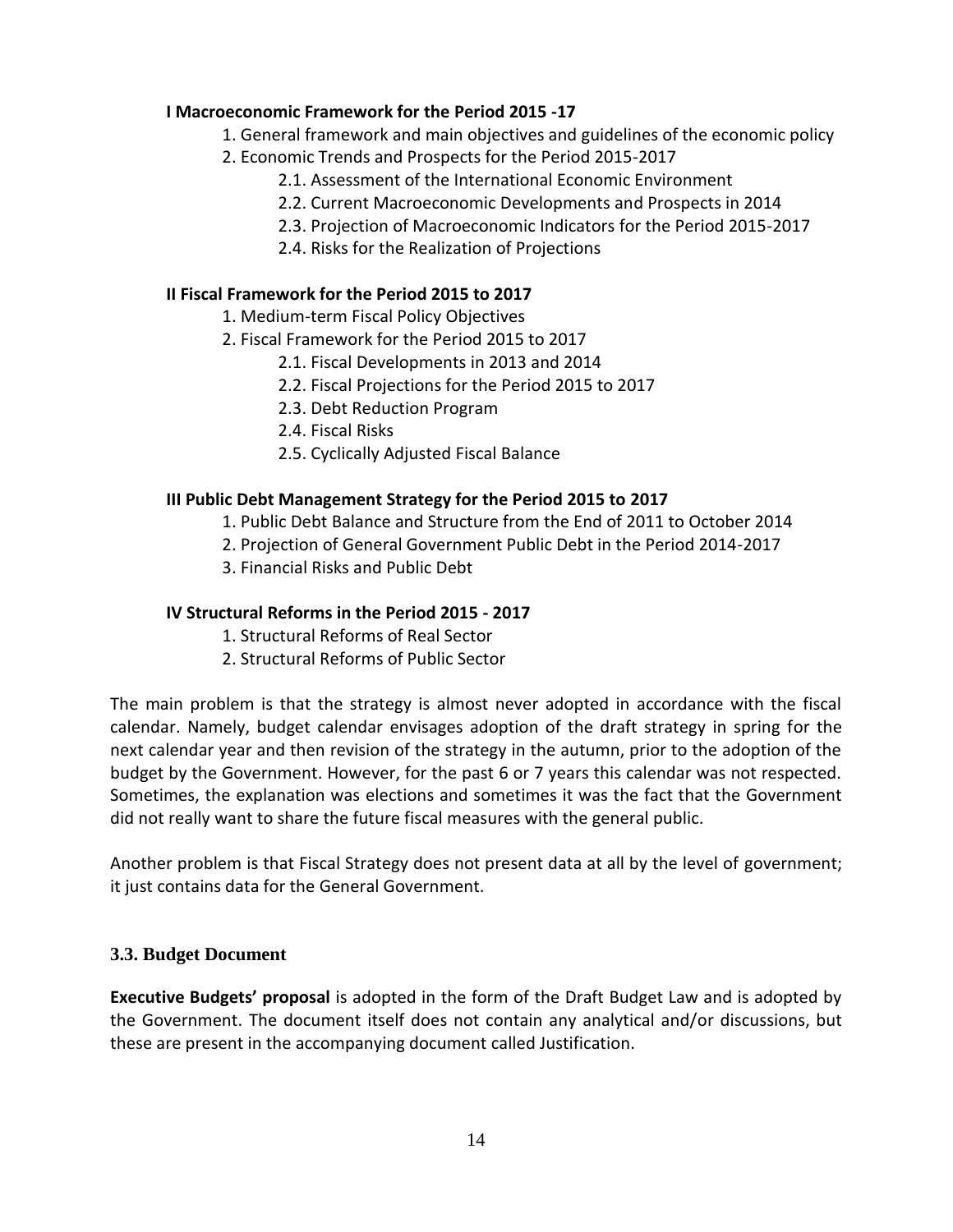**I Macroeconomic Framework for the Period 2015 -17**

1. General framework and main objectives and guidelines of the economic policy
2. Economic Trends and Prospects for the Period 2015-2017
   - 2.1. Assessment of the International Economic Environment
   - 2.2. Current Macroeconomic Developments and Prospects in 2014
   - 2.3. Projection of Macroeconomic Indicators for the Period 2015-2017
   - 2.4. Risks for the Realization of Projections

**II Fiscal Framework for the Period 2015 to 2017**

1. Medium-term Fiscal Policy Objectives
2. Fiscal Framework for the Period 2015 to 2017
   - 2.1. Fiscal Developments in 2013 and 2014
   - 2.2. Fiscal Projections for the Period 2015 to 2017
   - 2.3. Debt Reduction Program
   - 2.4. Fiscal Risks
   - 2.5. Cyclically Adjusted Fiscal Balance

**III Public Debt Management Strategy for the Period 2015 to 2017**

1. Public Debt Balance and Structure from the End of 2011 to October 2014
2. Projection of General Government Public Debt in the Period 2014-2017
3. Financial Risks and Public Debt

**IV Structural Reforms in the Period 2015 - 2017**

1. Structural Reforms of Real Sector
2. Structural Reforms of Public Sector

The main problem is that the strategy is almost never adopted in accordance with the fiscal calendar. Namely, budget calendar envisages adoption of the draft strategy in spring for the next calendar year and then revision of the strategy in the autumn, prior to the adoption of the budget by the Government. However, for the past 6 or 7 years this calendar was not respected. Sometimes, the explanation was elections and sometimes it was the fact that the Government did not really want to share the future fiscal measures with the general public.

Another problem is that Fiscal Strategy does not present data at all by the level of government; it just contains data for the General Government.

### 3.3. Budget Document

**Executive Budgets' proposal** is adopted in the form of the Draft Budget Law and is adopted by the Government. The document itself does not contain any analytical and/or discussions, but these are present in the accompanying document called Justification.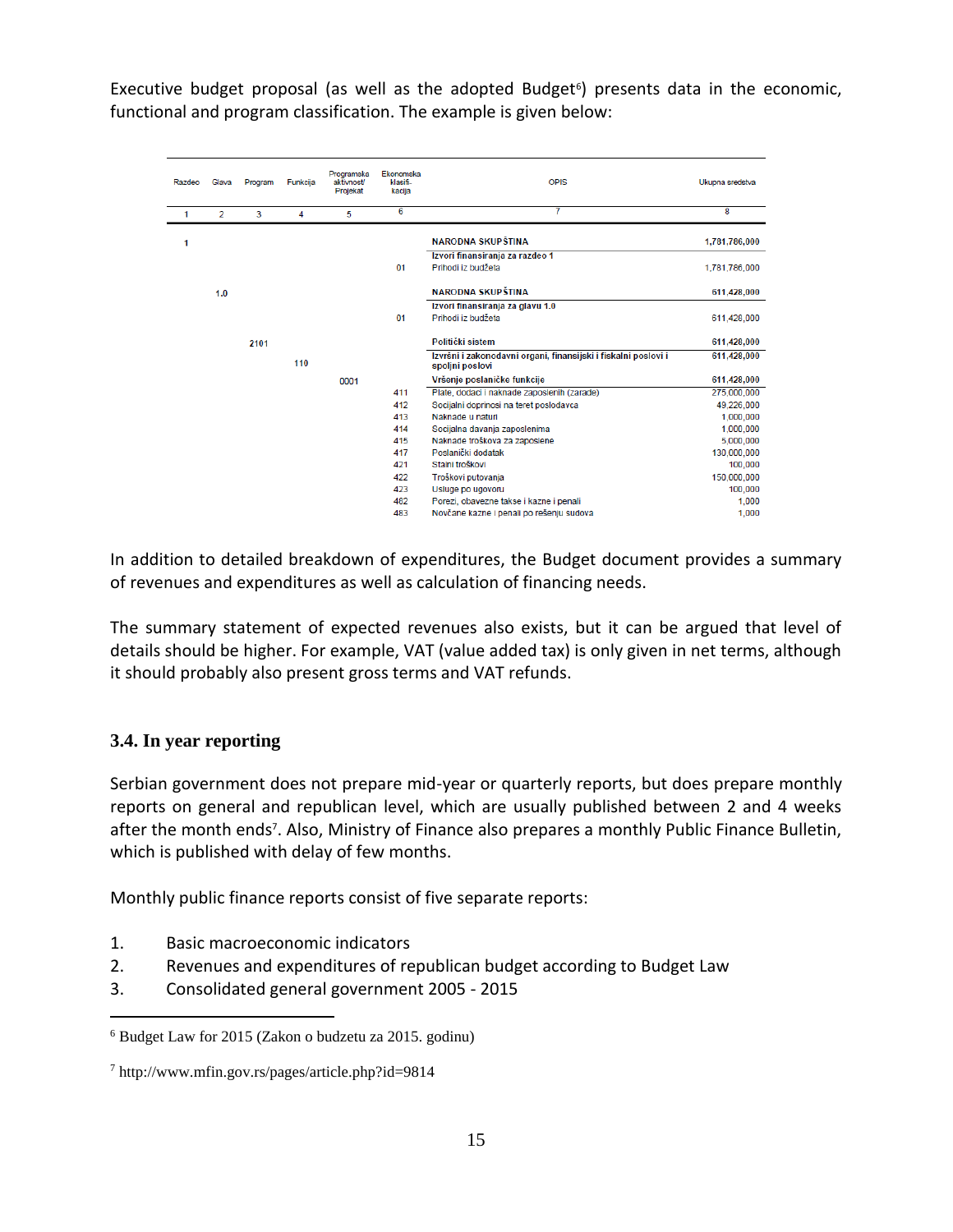Executive budget proposal (as well as the adopted Budget[6]) presents data in the economic, functional and program classification. The example is given below:

| Razdeo | Glava | Program | Funkcija | Programska aktivnost/ Projekat | Ekonomska klasifi-kacija | OPIS | Ukupna sredstva |
|---|---|---|---|---|---|---|---|
| 1 | 2 | 3 | 4 | 5 | 6 | 7 | 8 |
| 1 | | | | | | **NARODNA SKUPŠTINA** | **1,781,786,000** |
| | | | | | | **Izvori finansiranja za razdeo 1** | |
| | | | | | 01 | Prihodi iz budžeta | 1,781,786,000 |
| | 1.0 | | | | | **NARODNA SKUPŠTINA** | **611,428,000** |
| | | | | | | **Izvori finansiranja za glavu 1.0** | |
| | | | | | 01 | Prihodi iz budžeta | 611,428,000 |
| | | 2101 | | | | **Politički sistem** | **611,428,000** |
| | | | 110 | | | **Izvršni i zakonodavni organi, finansijski i fiskalni poslovi i spoljni poslovi** | **611,428,000** |
| | | | | 0001 | | **Vršenje poslaničke funkcije** | **611,428,000** |
| | | | | | 411 | Plate, dodaci i naknade zaposlenih (zarade) | 275,000,000 |
| | | | | | 412 | Socijalni doprinosi na teret poslodavca | 49,226,000 |
| | | | | | 413 | Naknade u naturi | 1,000,000 |
| | | | | | 414 | Socijalna davanja zaposlenima | 1,000,000 |
| | | | | | 415 | Naknade troškova za zaposlene | 5,000,000 |
| | | | | | 417 | Poslanički dodatak | 130,000,000 |
| | | | | | 421 | Stalni troškovi | 100,000 |
| | | | | | 422 | Troškovi putovanja | 150,000,000 |
| | | | | | 423 | Usluge po ugovoru | 100,000 |
| | | | | | 482 | Porezi, obavezne takse i kazne i penali | 1,000 |
| | | | | | 483 | Novčane kazne i penali po rešenju sudova | 1,000 |

In addition to detailed breakdown of expenditures, the Budget document provides a summary of revenues and expenditures as well as calculation of financing needs.

The summary statement of expected revenues also exists, but it can be argued that level of details should be higher. For example, VAT (value added tax) is only given in net terms, although it should probably also present gross terms and VAT refunds.

### 3.4. In year reporting

Serbian government does not prepare mid-year or quarterly reports, but does prepare monthly reports on general and republican level, which are usually published between 2 and 4 weeks after the month ends[7]. Also, Ministry of Finance also prepares a monthly Public Finance Bulletin, which is published with delay of few months.

Monthly public finance reports consist of five separate reports:

1. Basic macroeconomic indicators
2. Revenues and expenditures of republican budget according to Budget Law
3. Consolidated general government 2005 - 2015

---

[6] Budget Law for 2015 (Zakon o budzetu za 2015. godinu)

[7] http://www.mfin.gov.rs/pages/article.php?id=9814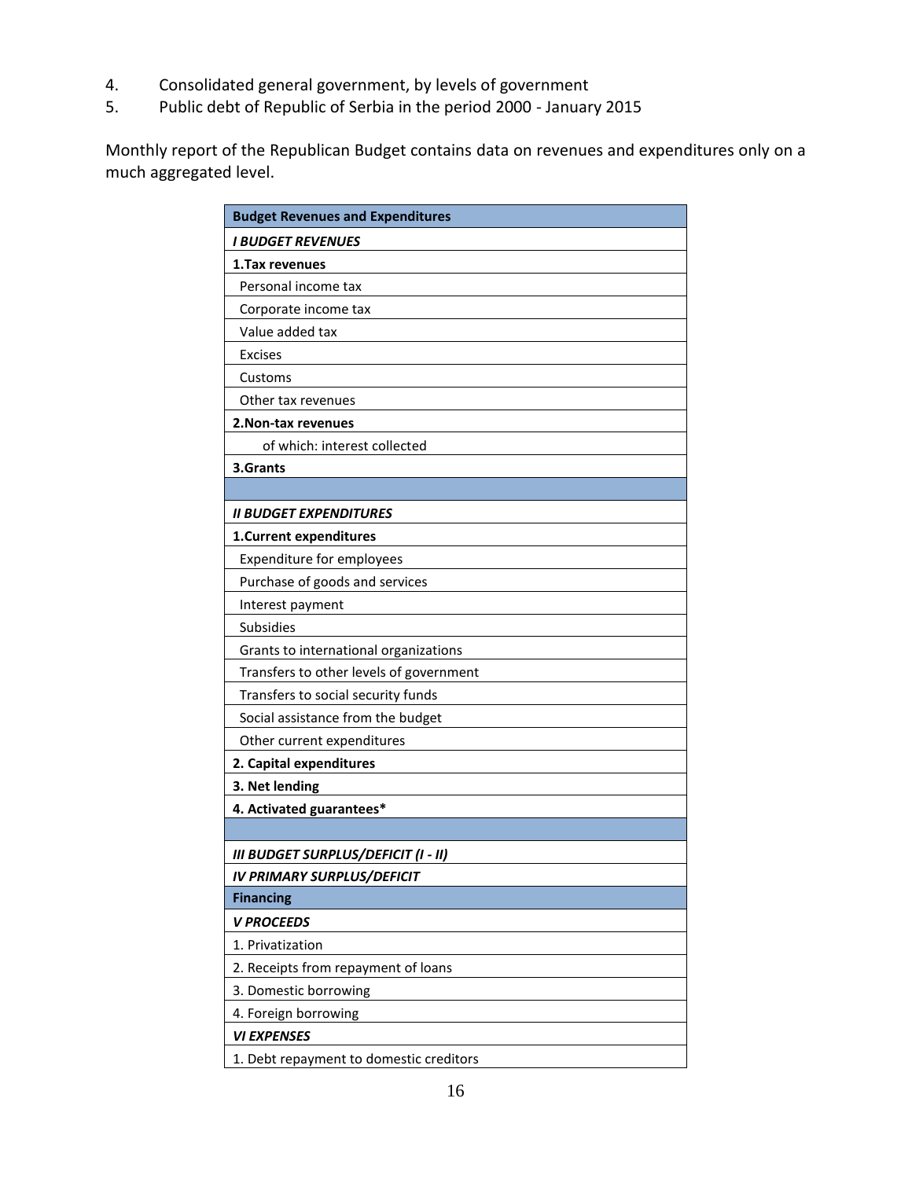4. Consolidated general government, by levels of government
5. Public debt of Republic of Serbia in the period 2000 - January 2015

Monthly report of the Republican Budget contains data on revenues and expenditures only on a much aggregated level.

| **Budget Revenues and Expenditures** |
|---|
| ***I BUDGET REVENUES*** |
| **1.Tax revenues** |
| Personal income tax |
| Corporate income tax |
| Value added tax |
| Excises |
| Customs |
| Other tax revenues |
| **2.Non-tax revenues** |
| of which: interest collected |
| **3.Grants** |
| |
| ***II BUDGET EXPENDITURES*** |
| **1.Current expenditures** |
| Expenditure for employees |
| Purchase of goods and services |
| Interest payment |
| Subsidies |
| Grants to international organizations |
| Transfers to other levels of government |
| Transfers to social security funds |
| Social assistance from the budget |
| Other current expenditures |
| **2. Capital expenditures** |
| **3. Net lending** |
| **4. Activated guarantees*** |
| |
| ***III BUDGET SURPLUS/DEFICIT (I - II)*** |
| ***IV PRIMARY SURPLUS/DEFICIT*** |
| **Financing** |
| ***V PROCEEDS*** |
| 1. Privatization |
| 2. Receipts from repayment of loans |
| 3. Domestic borrowing |
| 4. Foreign borrowing |
| ***VI EXPENSES*** |
| 1. Debt repayment to domestic creditors |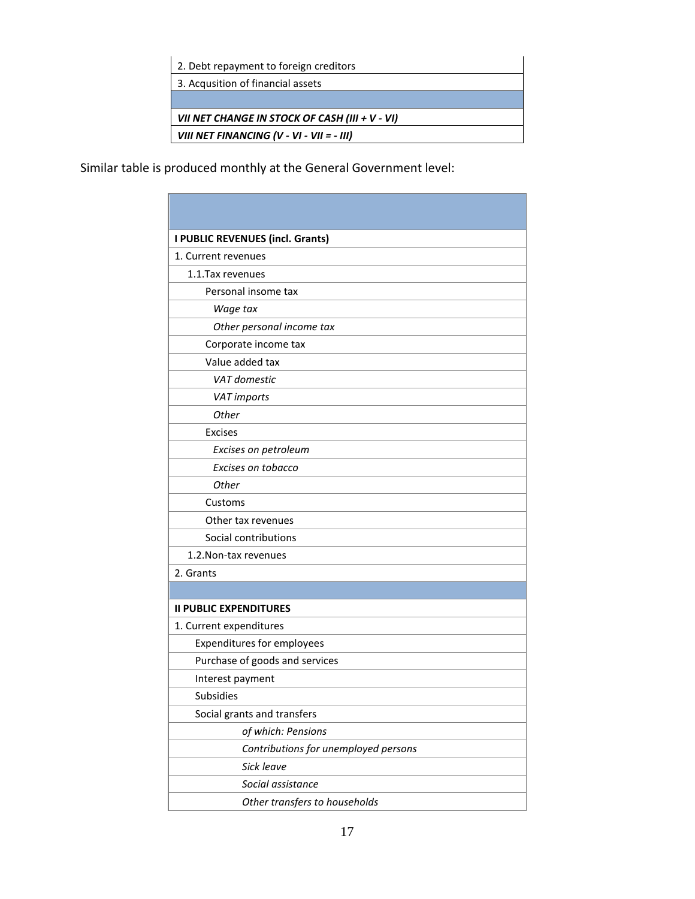| |
|---|
| 2. Debt repayment to foreign creditors |
| 3. Acqusition of financial assets |
| |
| ***VII NET CHANGE IN STOCK OF CASH (III + V - VI)*** |
| ***VIII NET FINANCING (V - VI - VII = - III)*** |

Similar table is produced monthly at the General Government level:

| |
|---|
| **I PUBLIC REVENUES (incl. Grants)** |
| 1. Current revenues |
| 1.1.Tax revenues |
| Personal insome tax |
| *Wage tax* |
| *Other personal income tax* |
| Corporate income tax |
| Value added tax |
| *VAT domestic* |
| *VAT imports* |
| *Other* |
| Excises |
| *Excises on petroleum* |
| *Excises on tobacco* |
| *Other* |
| Customs |
| Other tax revenues |
| Social contributions |
| 1.2.Non-tax revenues |
| 2. Grants |
| |
| **II PUBLIC EXPENDITURES** |
| 1. Current expenditures |
| Expenditures for employees |
| Purchase of goods and services |
| Interest payment |
| Subsidies |
| Social grants and transfers |
| *of which: Pensions* |
| *Contributions for unemployed persons* |
| *Sick leave* |
| *Social assistance* |
| *Other transfers to households* |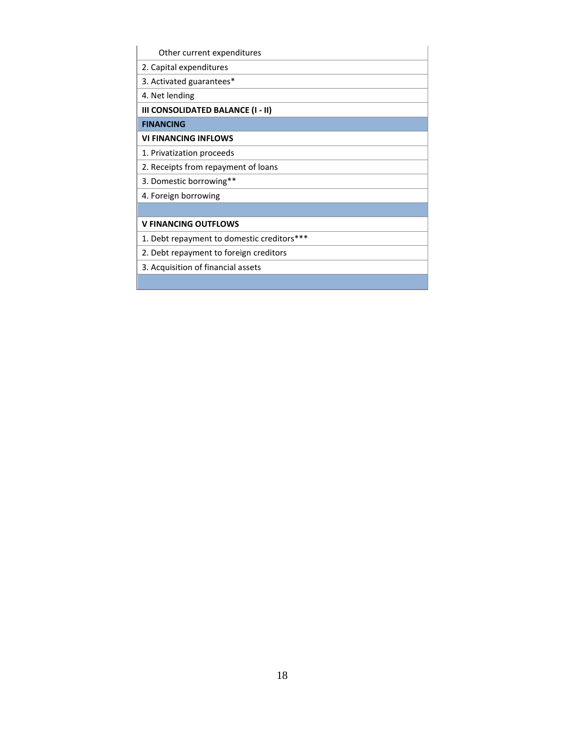| |
|---|
| Other current expenditures |
| 2. Capital expenditures |
| 3. Activated guarantees* |
| 4. Net lending |
| **III CONSOLIDATED BALANCE (I - II)** |
| **FINANCING** |
| **VI FINANCING INFLOWS** |
| 1. Privatization proceeds |
| 2. Receipts from repayment of loans |
| 3. Domestic borrowing** |
| 4. Foreign borrowing |
| |
| **V FINANCING OUTFLOWS** |
| 1. Debt repayment to domestic creditors*** |
| 2. Debt repayment to foreign creditors |
| 3. Acquisition of financial assets |
| |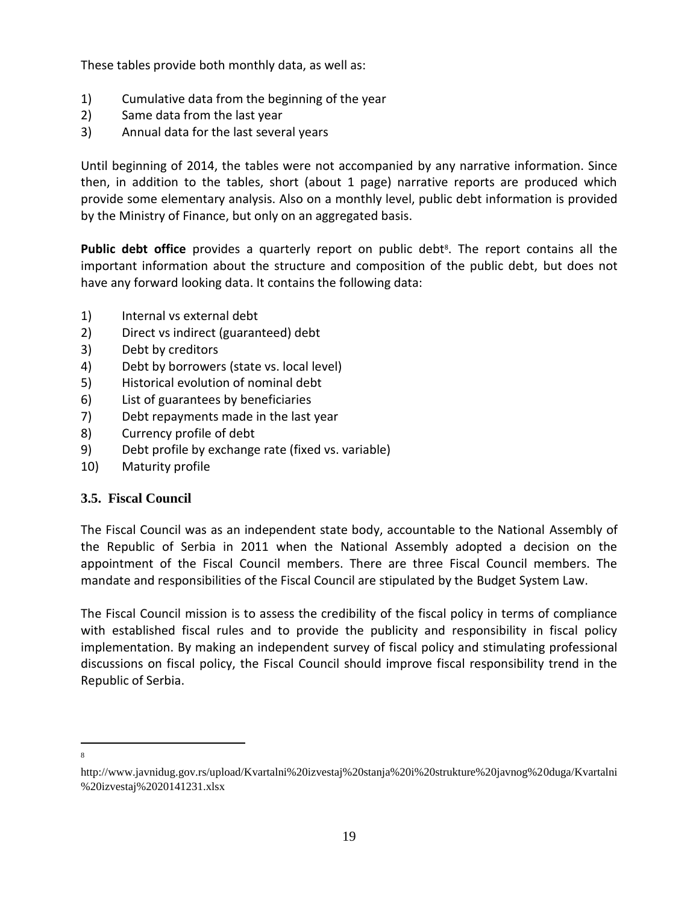These tables provide both monthly data, as well as:

1) Cumulative data from the beginning of the year
2) Same data from the last year
3) Annual data for the last several years

Until beginning of 2014, the tables were not accompanied by any narrative information. Since then, in addition to the tables, short (about 1 page) narrative reports are produced which provide some elementary analysis. Also on a monthly level, public debt information is provided by the Ministry of Finance, but only on an aggregated basis.

**Public debt office** provides a quarterly report on public debt[8]. The report contains all the important information about the structure and composition of the public debt, but does not have any forward looking data. It contains the following data:

1) Internal vs external debt
2) Direct vs indirect (guaranteed) debt
3) Debt by creditors
4) Debt by borrowers (state vs. local level)
5) Historical evolution of nominal debt
6) List of guarantees by beneficiaries
7) Debt repayments made in the last year
8) Currency profile of debt
9) Debt profile by exchange rate (fixed vs. variable)
10) Maturity profile

### 3.5. Fiscal Council

The Fiscal Council was as an independent state body, accountable to the National Assembly of the Republic of Serbia in 2011 when the National Assembly adopted a decision on the appointment of the Fiscal Council members. There are three Fiscal Council members. The mandate and responsibilities of the Fiscal Council are stipulated by the Budget System Law.

The Fiscal Council mission is to assess the credibility of the fiscal policy in terms of compliance with established fiscal rules and to provide the publicity and responsibility in fiscal policy implementation. By making an independent survey of fiscal policy and stimulating professional discussions on fiscal policy, the Fiscal Council should improve fiscal responsibility trend in the Republic of Serbia.

---

[8] http://www.javnidug.gov.rs/upload/Kvartalni%20izvestaj%20stanja%20i%20strukture%20javnog%20duga/Kvartalni%20izvestaj%2020141231.xlsx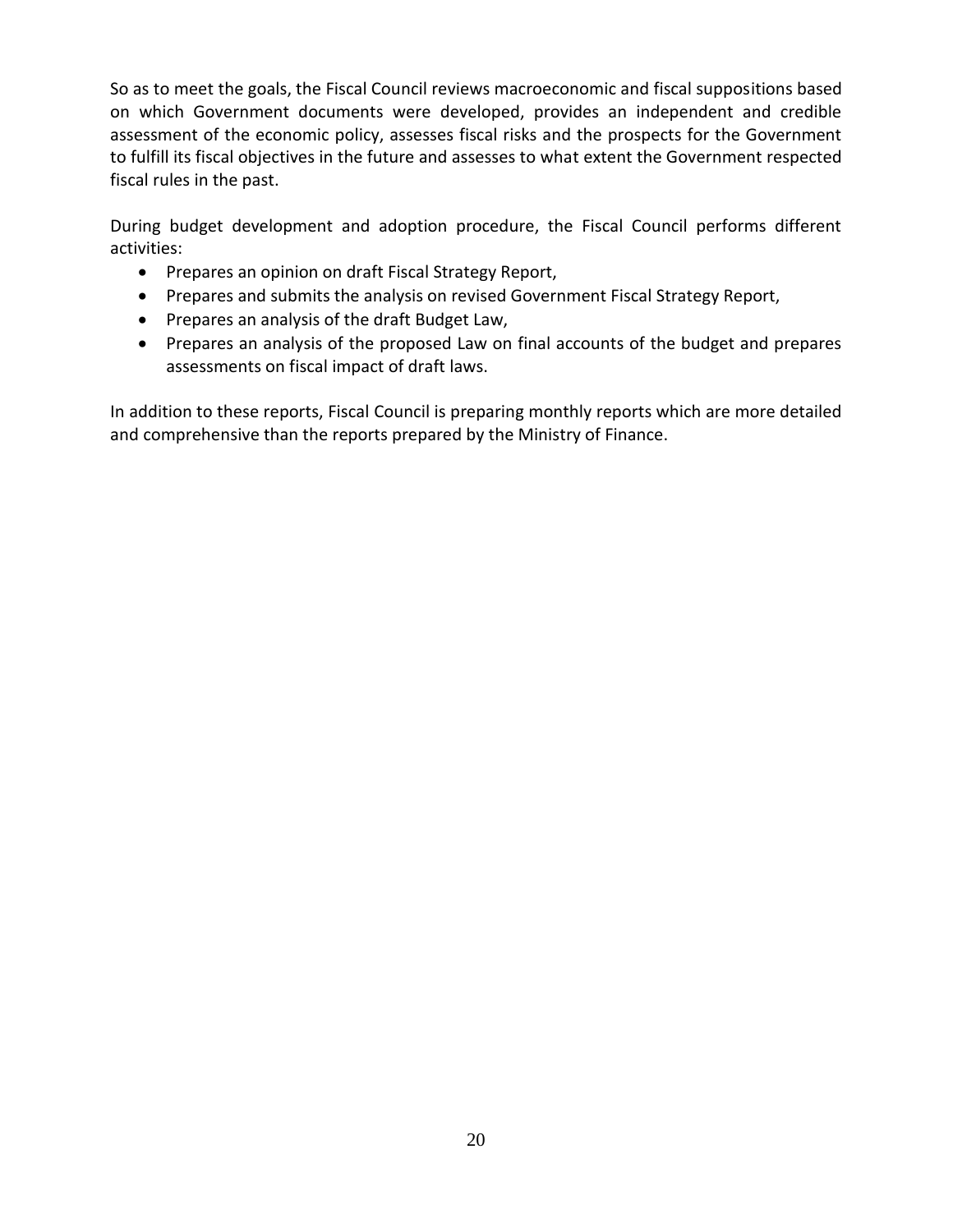So as to meet the goals, the Fiscal Council reviews macroeconomic and fiscal suppositions based on which Government documents were developed, provides an independent and credible assessment of the economic policy, assesses fiscal risks and the prospects for the Government to fulfill its fiscal objectives in the future and assesses to what extent the Government respected fiscal rules in the past.

During budget development and adoption procedure, the Fiscal Council performs different activities:

- Prepares an opinion on draft Fiscal Strategy Report,
- Prepares and submits the analysis on revised Government Fiscal Strategy Report,
- Prepares an analysis of the draft Budget Law,
- Prepares an analysis of the proposed Law on final accounts of the budget and prepares assessments on fiscal impact of draft laws.

In addition to these reports, Fiscal Council is preparing monthly reports which are more detailed and comprehensive than the reports prepared by the Ministry of Finance.